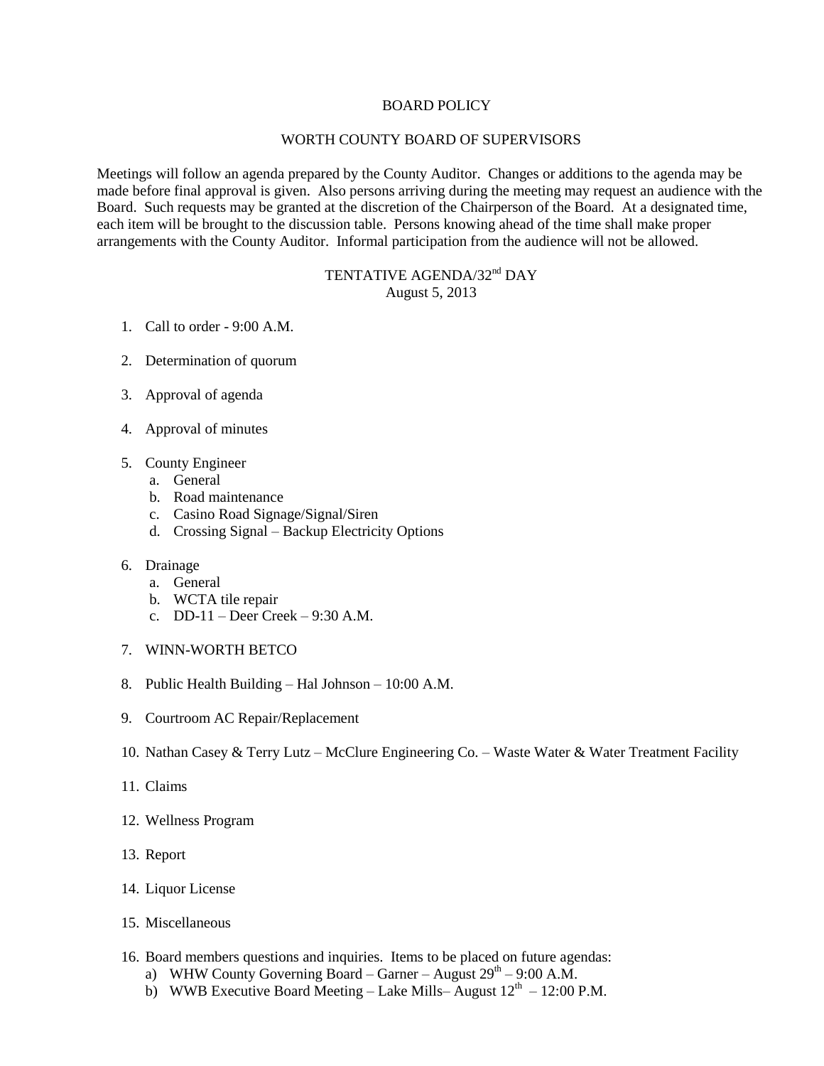# BOARD POLICY

## WORTH COUNTY BOARD OF SUPERVISORS

Meetings will follow an agenda prepared by the County Auditor. Changes or additions to the agenda may be made before final approval is given. Also persons arriving during the meeting may request an audience with the Board. Such requests may be granted at the discretion of the Chairperson of the Board. At a designated time, each item will be brought to the discussion table. Persons knowing ahead of the time shall make proper arrangements with the County Auditor. Informal participation from the audience will not be allowed.

## TENTATIVE AGENDA/32nd DAY
August 5, 2013

1. Call to order - 9:00 A.M.

2. Determination of quorum

3. Approval of agenda

4. Approval of minutes

5. County Engineer
   a. General
   b. Road maintenance
   c. Casino Road Signage/Signal/Siren
   d. Crossing Signal – Backup Electricity Options

6. Drainage
   a. General
   b. WCTA tile repair
   c. DD-11 – Deer Creek – 9:30 A.M.

7. WINN-WORTH BETCO

8. Public Health Building – Hal Johnson – 10:00 A.M.

9. Courtroom AC Repair/Replacement

10. Nathan Casey & Terry Lutz – McClure Engineering Co. – Waste Water & Water Treatment Facility

11. Claims

12. Wellness Program

13. Report

14. Liquor License

15. Miscellaneous

16. Board members questions and inquiries. Items to be placed on future agendas:
    a) WHW County Governing Board – Garner – August 29th – 9:00 A.M.
    b) WWB Executive Board Meeting – Lake Mills– August 12th – 12:00 P.M.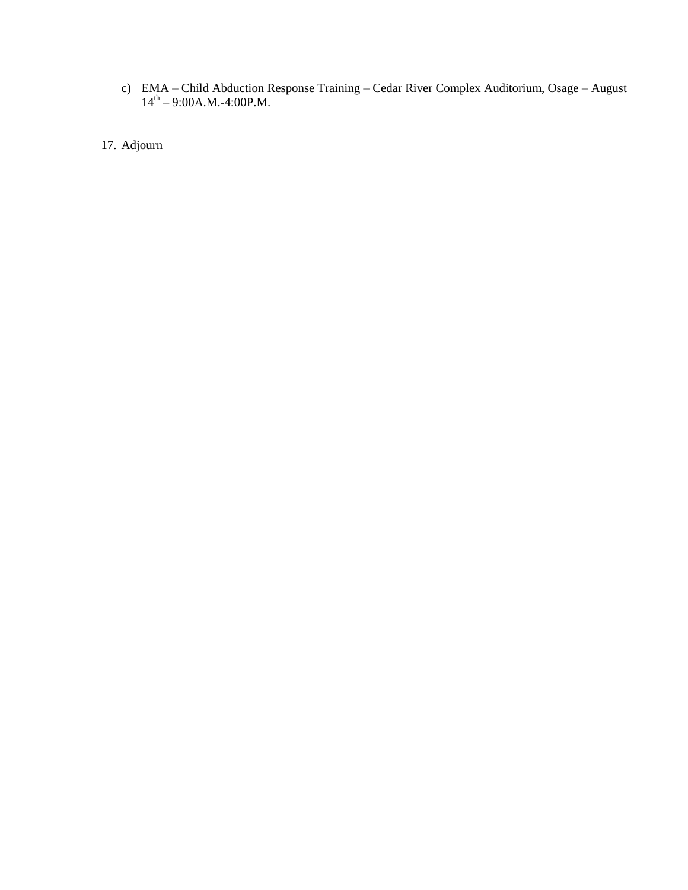c) EMA – Child Abduction Response Training – Cedar River Complex Auditorium, Osage – August 14th – 9:00A.M.-4:00P.M.

17. Adjourn